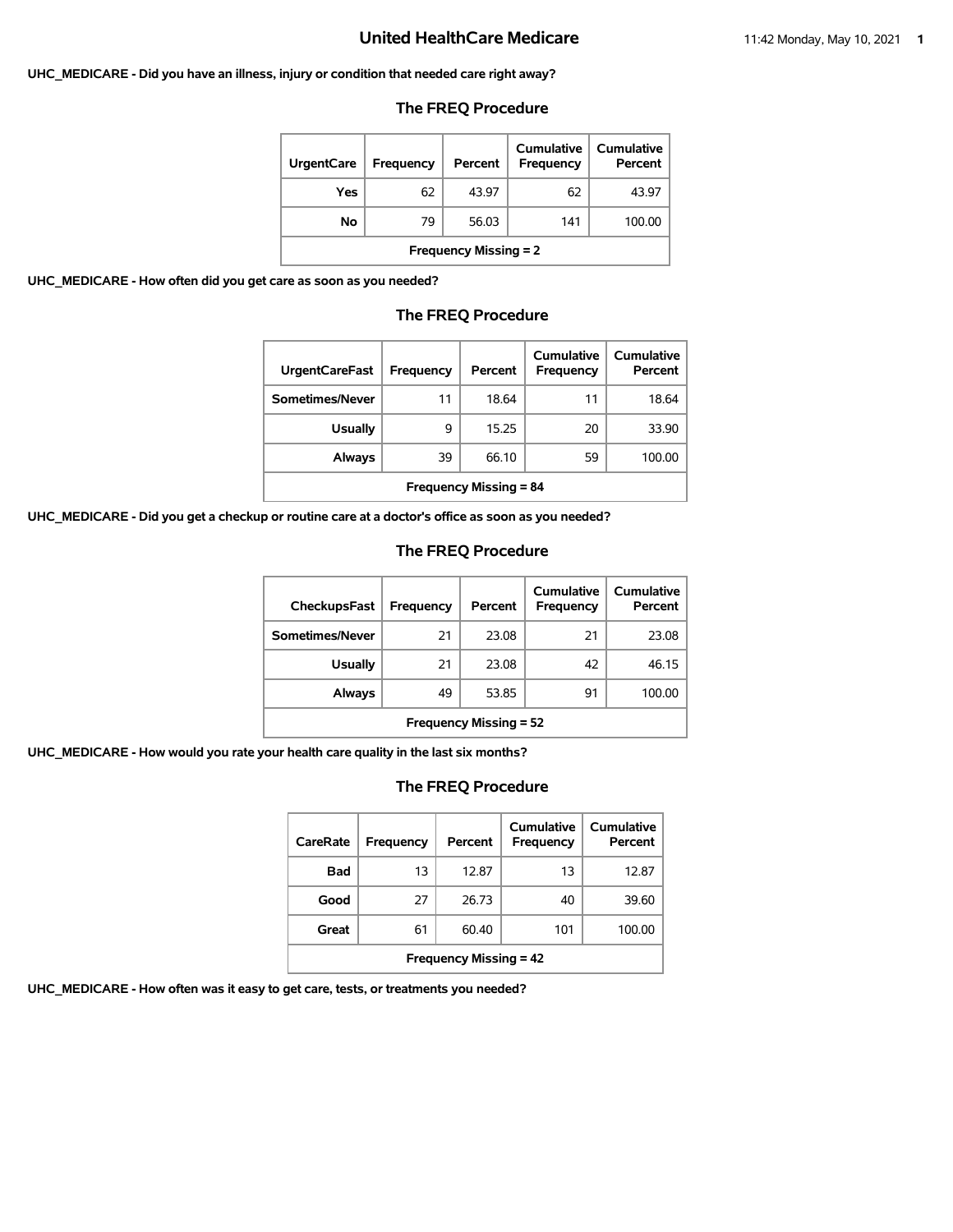# United HealthCare Medicare

**UHC_MEDICARE - Did you have an illness, injury or condition that needed care right away?**

## The FREQ Procedure

| UrgentCare | Frequency | Percent | Cumulative Frequency | Cumulative Percent |
|---|---|---|---|---|
| Yes | 62 | 43.97 | 62 | 43.97 |
| No | 79 | 56.03 | 141 | 100.00 |
| Frequency Missing = 2 | | | | |

**UHC_MEDICARE - How often did you get care as soon as you needed?**

## The FREQ Procedure

| UrgentCareFast | Frequency | Percent | Cumulative Frequency | Cumulative Percent |
|---|---|---|---|---|
| Sometimes/Never | 11 | 18.64 | 11 | 18.64 |
| Usually | 9 | 15.25 | 20 | 33.90 |
| Always | 39 | 66.10 | 59 | 100.00 |
| Frequency Missing = 84 | | | | |

**UHC_MEDICARE - Did you get a checkup or routine care at a doctor's office as soon as you needed?**

## The FREQ Procedure

| CheckupsFast | Frequency | Percent | Cumulative Frequency | Cumulative Percent |
|---|---|---|---|---|
| Sometimes/Never | 21 | 23.08 | 21 | 23.08 |
| Usually | 21 | 23.08 | 42 | 46.15 |
| Always | 49 | 53.85 | 91 | 100.00 |
| Frequency Missing = 52 | | | | |

**UHC_MEDICARE - How would you rate your health care quality in the last six months?**

## The FREQ Procedure

| CareRate | Frequency | Percent | Cumulative Frequency | Cumulative Percent |
|---|---|---|---|---|
| Bad | 13 | 12.87 | 13 | 12.87 |
| Good | 27 | 26.73 | 40 | 39.60 |
| Great | 61 | 60.40 | 101 | 100.00 |
| Frequency Missing = 42 | | | | |

**UHC_MEDICARE - How often was it easy to get care, tests, or treatments you needed?**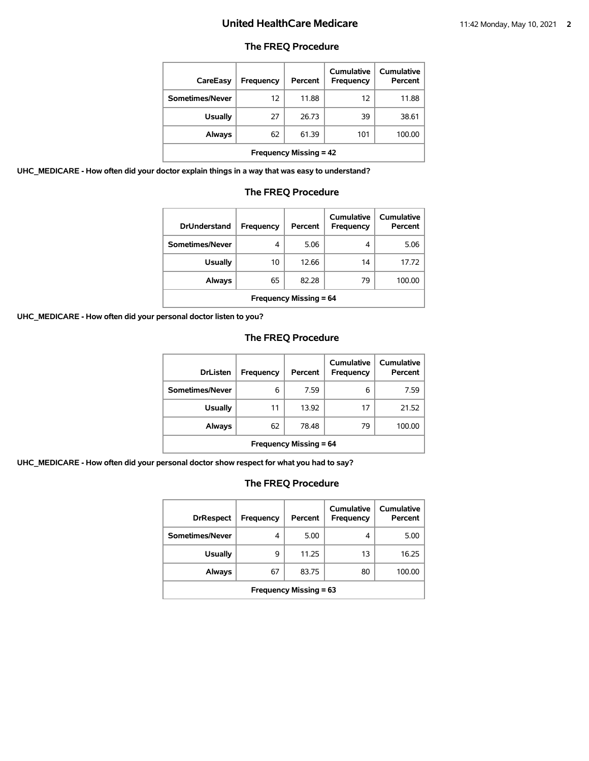## United HealthCare Medicare

### The FREQ Procedure

| CareEasy | Frequency | Percent | Cumulative Frequency | Cumulative Percent |
|---|---|---|---|---|
| Sometimes/Never | 12 | 11.88 | 12 | 11.88 |
| Usually | 27 | 26.73 | 39 | 38.61 |
| Always | 62 | 61.39 | 101 | 100.00 |
| Frequency Missing = 42 | | | | |

**UHC_MEDICARE - How often did your doctor explain things in a way that was easy to understand?**

### The FREQ Procedure

| DrUnderstand | Frequency | Percent | Cumulative Frequency | Cumulative Percent |
|---|---|---|---|---|
| Sometimes/Never | 4 | 5.06 | 4 | 5.06 |
| Usually | 10 | 12.66 | 14 | 17.72 |
| Always | 65 | 82.28 | 79 | 100.00 |
| Frequency Missing = 64 | | | | |

**UHC_MEDICARE - How often did your personal doctor listen to you?**

### The FREQ Procedure

| DrListen | Frequency | Percent | Cumulative Frequency | Cumulative Percent |
|---|---|---|---|---|
| Sometimes/Never | 6 | 7.59 | 6 | 7.59 |
| Usually | 11 | 13.92 | 17 | 21.52 |
| Always | 62 | 78.48 | 79 | 100.00 |
| Frequency Missing = 64 | | | | |

**UHC_MEDICARE - How often did your personal doctor show respect for what you had to say?**

### The FREQ Procedure

| DrRespect | Frequency | Percent | Cumulative Frequency | Cumulative Percent |
|---|---|---|---|---|
| Sometimes/Never | 4 | 5.00 | 4 | 5.00 |
| Usually | 9 | 11.25 | 13 | 16.25 |
| Always | 67 | 83.75 | 80 | 100.00 |
| Frequency Missing = 63 | | | | |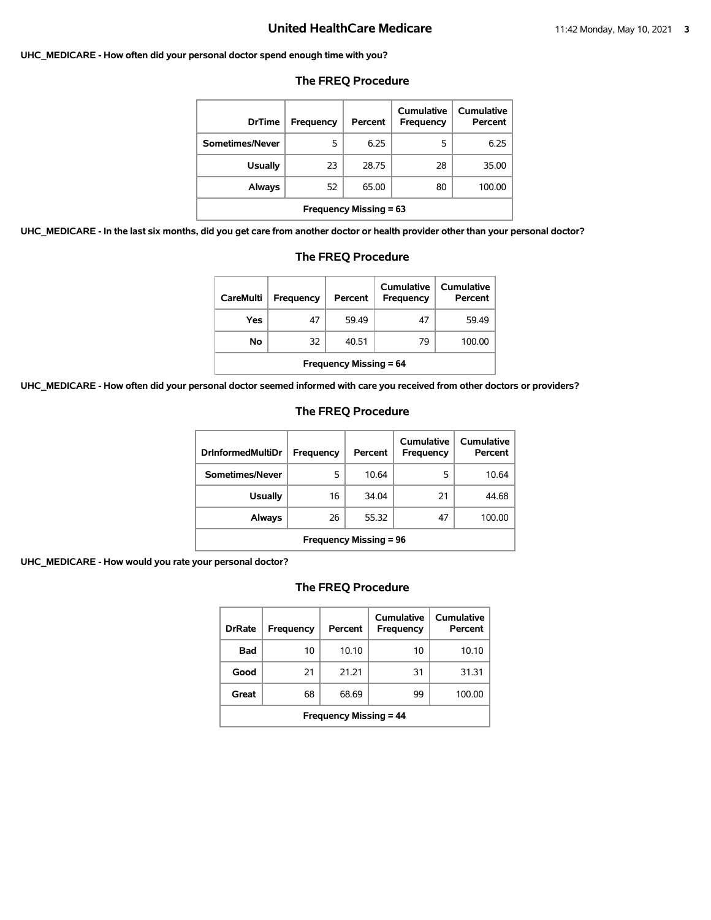**UHC_MEDICARE - How often did your personal doctor spend enough time with you?**

## The FREQ Procedure

| DrTime | Frequency | Percent | Cumulative Frequency | Cumulative Percent |
|---|---|---|---|---|
| Sometimes/Never | 5 | 6.25 | 5 | 6.25 |
| Usually | 23 | 28.75 | 28 | 35.00 |
| Always | 52 | 65.00 | 80 | 100.00 |
| Frequency Missing = 63 | | | | |

**UHC_MEDICARE - In the last six months, did you get care from another doctor or health provider other than your personal doctor?**

## The FREQ Procedure

| CareMulti | Frequency | Percent | Cumulative Frequency | Cumulative Percent |
|---|---|---|---|---|
| Yes | 47 | 59.49 | 47 | 59.49 |
| No | 32 | 40.51 | 79 | 100.00 |
| Frequency Missing = 64 | | | | |

**UHC_MEDICARE - How often did your personal doctor seemed informed with care you received from other doctors or providers?**

## The FREQ Procedure

| DrInformedMultiDr | Frequency | Percent | Cumulative Frequency | Cumulative Percent |
|---|---|---|---|---|
| Sometimes/Never | 5 | 10.64 | 5 | 10.64 |
| Usually | 16 | 34.04 | 21 | 44.68 |
| Always | 26 | 55.32 | 47 | 100.00 |
| Frequency Missing = 96 | | | | |

**UHC_MEDICARE - How would you rate your personal doctor?**

## The FREQ Procedure

| DrRate | Frequency | Percent | Cumulative Frequency | Cumulative Percent |
|---|---|---|---|---|
| Bad | 10 | 10.10 | 10 | 10.10 |
| Good | 21 | 21.21 | 31 | 31.31 |
| Great | 68 | 68.69 | 99 | 100.00 |
| Frequency Missing = 44 | | | | |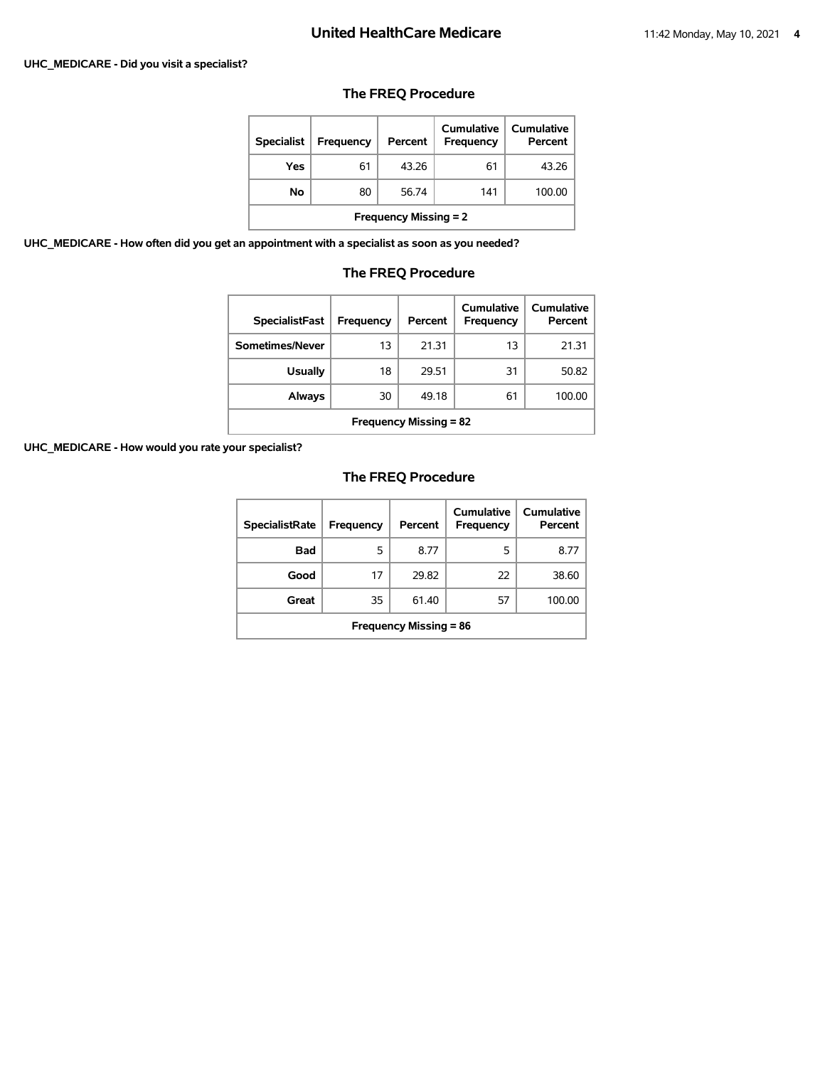**UHC_MEDICARE - Did you visit a specialist?**

## The FREQ Procedure

| Specialist | Frequency | Percent | Cumulative Frequency | Cumulative Percent |
|---|---|---|---|---|
| Yes | 61 | 43.26 | 61 | 43.26 |
| No | 80 | 56.74 | 141 | 100.00 |
| Frequency Missing = 2 | | | | |

**UHC_MEDICARE - How often did you get an appointment with a specialist as soon as you needed?**

## The FREQ Procedure

| SpecialistFast | Frequency | Percent | Cumulative Frequency | Cumulative Percent |
|---|---|---|---|---|
| Sometimes/Never | 13 | 21.31 | 13 | 21.31 |
| Usually | 18 | 29.51 | 31 | 50.82 |
| Always | 30 | 49.18 | 61 | 100.00 |
| Frequency Missing = 82 | | | | |

**UHC_MEDICARE - How would you rate your specialist?**

## The FREQ Procedure

| SpecialistRate | Frequency | Percent | Cumulative Frequency | Cumulative Percent |
|---|---|---|---|---|
| Bad | 5 | 8.77 | 5 | 8.77 |
| Good | 17 | 29.82 | 22 | 38.60 |
| Great | 35 | 61.40 | 57 | 100.00 |
| Frequency Missing = 86 | | | | |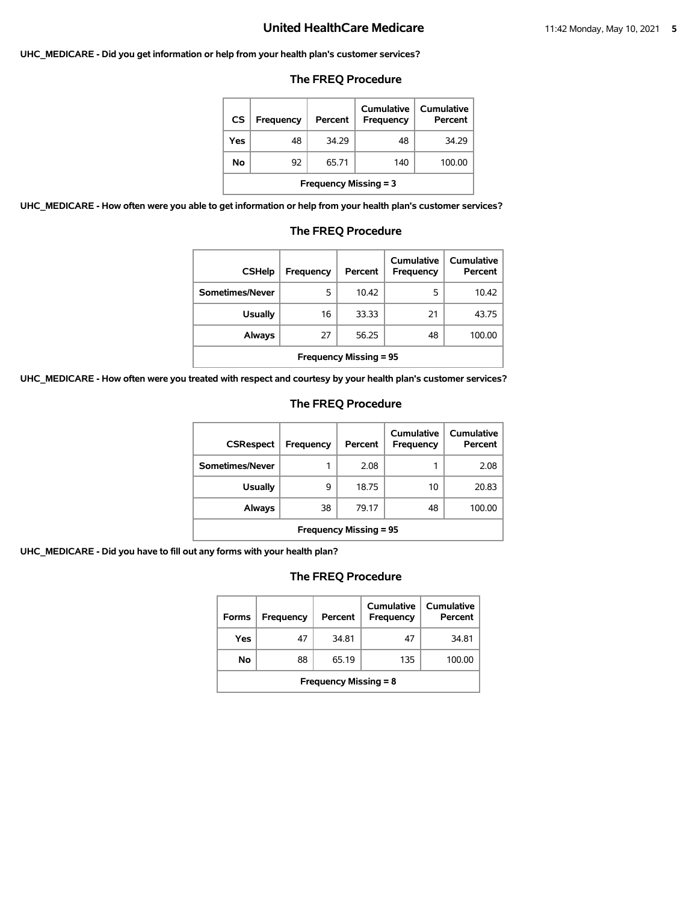**UHC_MEDICARE - Did you get information or help from your health plan's customer services?**

### The FREQ Procedure

| CS | Frequency | Percent | Cumulative Frequency | Cumulative Percent |
|---|---|---|---|---|
| Yes | 48 | 34.29 | 48 | 34.29 |
| No | 92 | 65.71 | 140 | 100.00 |
| Frequency Missing = 3 | | | | |

**UHC_MEDICARE - How often were you able to get information or help from your health plan's customer services?**

### The FREQ Procedure

| CSHelp | Frequency | Percent | Cumulative Frequency | Cumulative Percent |
|---|---|---|---|---|
| Sometimes/Never | 5 | 10.42 | 5 | 10.42 |
| Usually | 16 | 33.33 | 21 | 43.75 |
| Always | 27 | 56.25 | 48 | 100.00 |
| Frequency Missing = 95 | | | | |

**UHC_MEDICARE - How often were you treated with respect and courtesy by your health plan's customer services?**

### The FREQ Procedure

| CSRespect | Frequency | Percent | Cumulative Frequency | Cumulative Percent |
|---|---|---|---|---|
| Sometimes/Never | 1 | 2.08 | 1 | 2.08 |
| Usually | 9 | 18.75 | 10 | 20.83 |
| Always | 38 | 79.17 | 48 | 100.00 |
| Frequency Missing = 95 | | | | |

**UHC_MEDICARE - Did you have to fill out any forms with your health plan?**

### The FREQ Procedure

| Forms | Frequency | Percent | Cumulative Frequency | Cumulative Percent |
|---|---|---|---|---|
| Yes | 47 | 34.81 | 47 | 34.81 |
| No | 88 | 65.19 | 135 | 100.00 |
| Frequency Missing = 8 | | | | |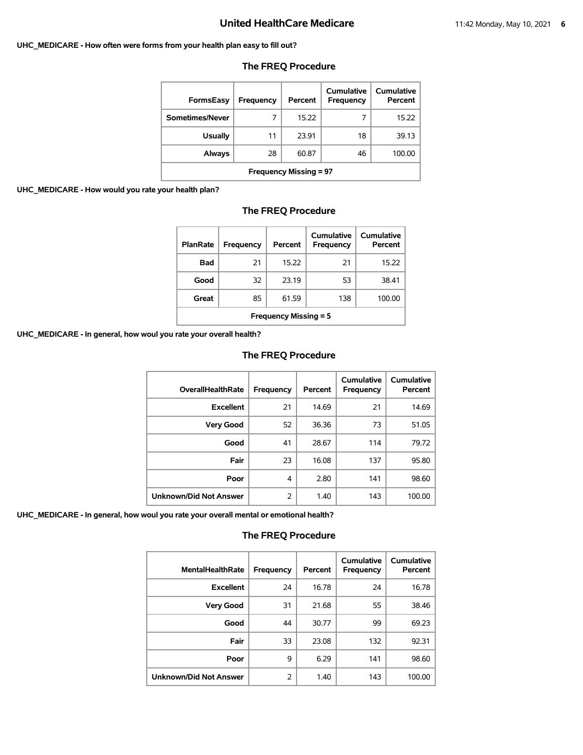**UHC_MEDICARE - How often were forms from your health plan easy to fill out?**

### The FREQ Procedure

| FormsEasy | Frequency | Percent | Cumulative Frequency | Cumulative Percent |
|---|---|---|---|---|
| Sometimes/Never | 7 | 15.22 | 7 | 15.22 |
| Usually | 11 | 23.91 | 18 | 39.13 |
| Always | 28 | 60.87 | 46 | 100.00 |
| Frequency Missing = 97 | | | | |

**UHC_MEDICARE - How would you rate your health plan?**

### The FREQ Procedure

| PlanRate | Frequency | Percent | Cumulative Frequency | Cumulative Percent |
|---|---|---|---|---|
| Bad | 21 | 15.22 | 21 | 15.22 |
| Good | 32 | 23.19 | 53 | 38.41 |
| Great | 85 | 61.59 | 138 | 100.00 |
| Frequency Missing = 5 | | | | |

**UHC_MEDICARE - In general, how woul you rate your overall health?**

### The FREQ Procedure

| OverallHealthRate | Frequency | Percent | Cumulative Frequency | Cumulative Percent |
|---|---|---|---|---|
| Excellent | 21 | 14.69 | 21 | 14.69 |
| Very Good | 52 | 36.36 | 73 | 51.05 |
| Good | 41 | 28.67 | 114 | 79.72 |
| Fair | 23 | 16.08 | 137 | 95.80 |
| Poor | 4 | 2.80 | 141 | 98.60 |
| Unknown/Did Not Answer | 2 | 1.40 | 143 | 100.00 |

**UHC_MEDICARE - In general, how woul you rate your overall mental or emotional health?**

### The FREQ Procedure

| MentalHealthRate | Frequency | Percent | Cumulative Frequency | Cumulative Percent |
|---|---|---|---|---|
| Excellent | 24 | 16.78 | 24 | 16.78 |
| Very Good | 31 | 21.68 | 55 | 38.46 |
| Good | 44 | 30.77 | 99 | 69.23 |
| Fair | 33 | 23.08 | 132 | 92.31 |
| Poor | 9 | 6.29 | 141 | 98.60 |
| Unknown/Did Not Answer | 2 | 1.40 | 143 | 100.00 |